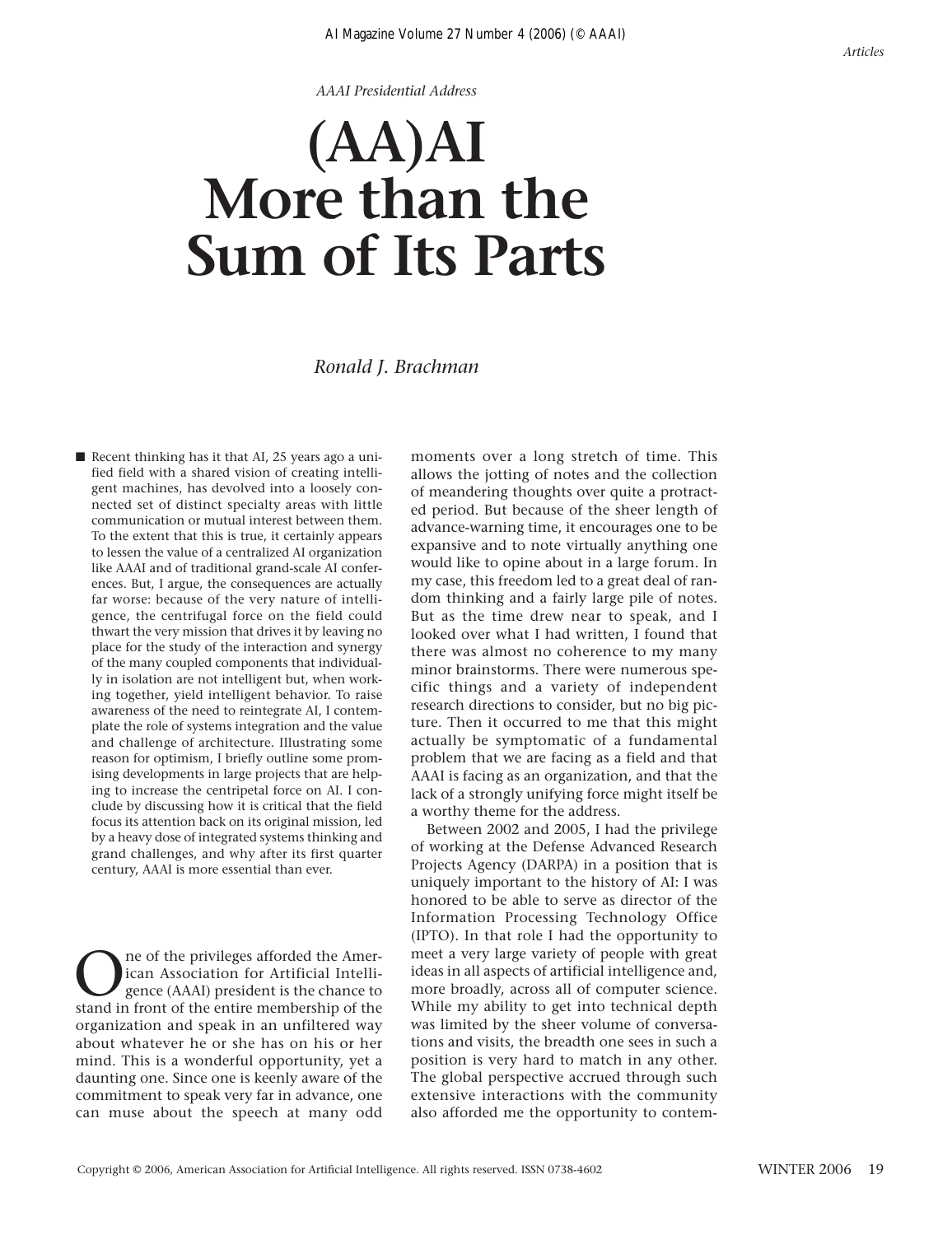*AAAI Presidential Address*

# (AA)AI More than the Sum of Its Parts

*Ronald J. Brachman*

■ Recent thinking has it that AI, 25 years ago a unified field with a shared vision of creating intelligent machines, has devolved into a loosely connected set of distinct specialty areas with little communication or mutual interest between them. To the extent that this is true, it certainly appears to lessen the value of a centralized AI organization like AAAI and of traditional grand-scale AI conferences. But, I argue, the consequences are actually far worse: because of the very nature of intelligence, the centrifugal force on the field could thwart the very mission that drives it by leaving no place for the study of the interaction and synergy of the many coupled components that individually in isolation are not intelligent but, when working together, yield intelligent behavior. To raise awareness of the need to reintegrate AI, I contemplate the role of systems integration and the value and challenge of architecture. Illustrating some reason for optimism, I briefly outline some promising developments in large projects that are helping to increase the centripetal force on AI. I conclude by discussing how it is critical that the field focus its attention back on its original mission, led by a heavy dose of integrated systems thinking and grand challenges, and why after its first quarter century, AAAI is more essential than ever.

One of the privileges afforded the American Association for Artificial Intelligence (AAAI) president is the chance to stand in front of the entire membership of the organization and speak in an unfiltered way about whatever he or she has on his or her mind. This is a wonderful opportunity, yet a daunting one. Since one is keenly aware of the commitment to speak very far in advance, one can muse about the speech at many odd moments over a long stretch of time. This allows the jotting of notes and the collection of meandering thoughts over quite a protracted period. But because of the sheer length of advance-warning time, it encourages one to be expansive and to note virtually anything one would like to opine about in a large forum. In my case, this freedom led to a great deal of random thinking and a fairly large pile of notes. But as the time drew near to speak, and I looked over what I had written, I found that there was almost no coherence to my many minor brainstorms. There were numerous specific things and a variety of independent research directions to consider, but no big picture. Then it occurred to me that this might actually be symptomatic of a fundamental problem that we are facing as a field and that AAAI is facing as an organization, and that the lack of a strongly unifying force might itself be a worthy theme for the address.

Between 2002 and 2005, I had the privilege of working at the Defense Advanced Research Projects Agency (DARPA) in a position that is uniquely important to the history of AI: I was honored to be able to serve as director of the Information Processing Technology Office (IPTO). In that role I had the opportunity to meet a very large variety of people with great ideas in all aspects of artificial intelligence and, more broadly, across all of computer science. While my ability to get into technical depth was limited by the sheer volume of conversations and visits, the breadth one sees in such a position is very hard to match in any other. The global perspective accrued through such extensive interactions with the community also afforded me the opportunity to contem-

Copyright © 2006, American Association for Artificial Intelligence. All rights reserved. ISSN 0738-4602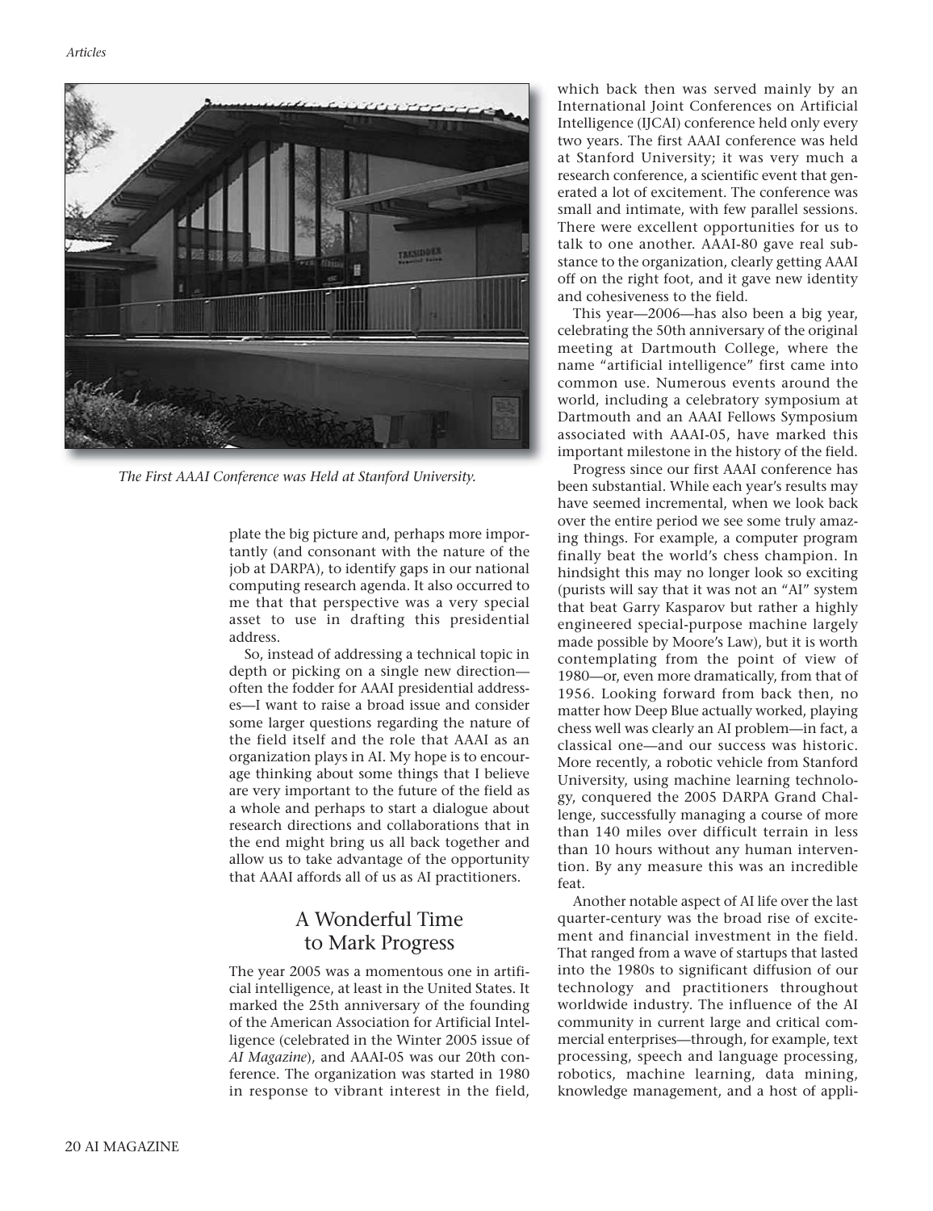*The First AAAI Conference was Held at Stanford University.*

plate the big picture and, perhaps more importantly (and consonant with the nature of the job at DARPA), to identify gaps in our national computing research agenda. It also occurred to me that that perspective was a very special asset to use in drafting this presidential address.

So, instead of addressing a technical topic in depth or picking on a single new direction—often the fodder for AAAI presidential addresses—I want to raise a broad issue and consider some larger questions regarding the nature of the field itself and the role that AAAI as an organization plays in AI. My hope is to encourage thinking about some things that I believe are very important to the future of the field as a whole and perhaps to start a dialogue about research directions and collaborations that in the end might bring us all back together and allow us to take advantage of the opportunity that AAAI affords all of us as AI practitioners.

## A Wonderful Time to Mark Progress

The year 2005 was a momentous one in artificial intelligence, at least in the United States. It marked the 25th anniversary of the founding of the American Association for Artificial Intelligence (celebrated in the Winter 2005 issue of *AI Magazine*), and AAAI-05 was our 20th conference. The organization was started in 1980 in response to vibrant interest in the field, which back then was served mainly by an International Joint Conferences on Artificial Intelligence (IJCAI) conference held only every two years. The first AAAI conference was held at Stanford University; it was very much a research conference, a scientific event that generated a lot of excitement. The conference was small and intimate, with few parallel sessions. There were excellent opportunities for us to talk to one another. AAAI-80 gave real substance to the organization, clearly getting AAAI off on the right foot, and it gave new identity and cohesiveness to the field.

This year—2006—has also been a big year, celebrating the 50th anniversary of the original meeting at Dartmouth College, where the name "artificial intelligence" first came into common use. Numerous events around the world, including a celebratory symposium at Dartmouth and an AAAI Fellows Symposium associated with AAAI-05, have marked this important milestone in the history of the field.

Progress since our first AAAI conference has been substantial. While each year's results may have seemed incremental, when we look back over the entire period we see some truly amazing things. For example, a computer program finally beat the world's chess champion. In hindsight this may no longer look so exciting (purists will say that it was not an "AI" system that beat Garry Kasparov but rather a highly engineered special-purpose machine largely made possible by Moore's Law), but it is worth contemplating from the point of view of 1980—or, even more dramatically, from that of 1956. Looking forward from back then, no matter how Deep Blue actually worked, playing chess well was clearly an AI problem—in fact, a classical one—and our success was historic. More recently, a robotic vehicle from Stanford University, using machine learning technology, conquered the 2005 DARPA Grand Challenge, successfully managing a course of more than 140 miles over difficult terrain in less than 10 hours without any human intervention. By any measure this was an incredible feat.

Another notable aspect of AI life over the last quarter-century was the broad rise of excitement and financial investment in the field. That ranged from a wave of startups that lasted into the 1980s to significant diffusion of our technology and practitioners throughout worldwide industry. The influence of the AI community in current large and critical commercial enterprises—through, for example, text processing, speech and language processing, robotics, machine learning, data mining, knowledge management, and a host of appli-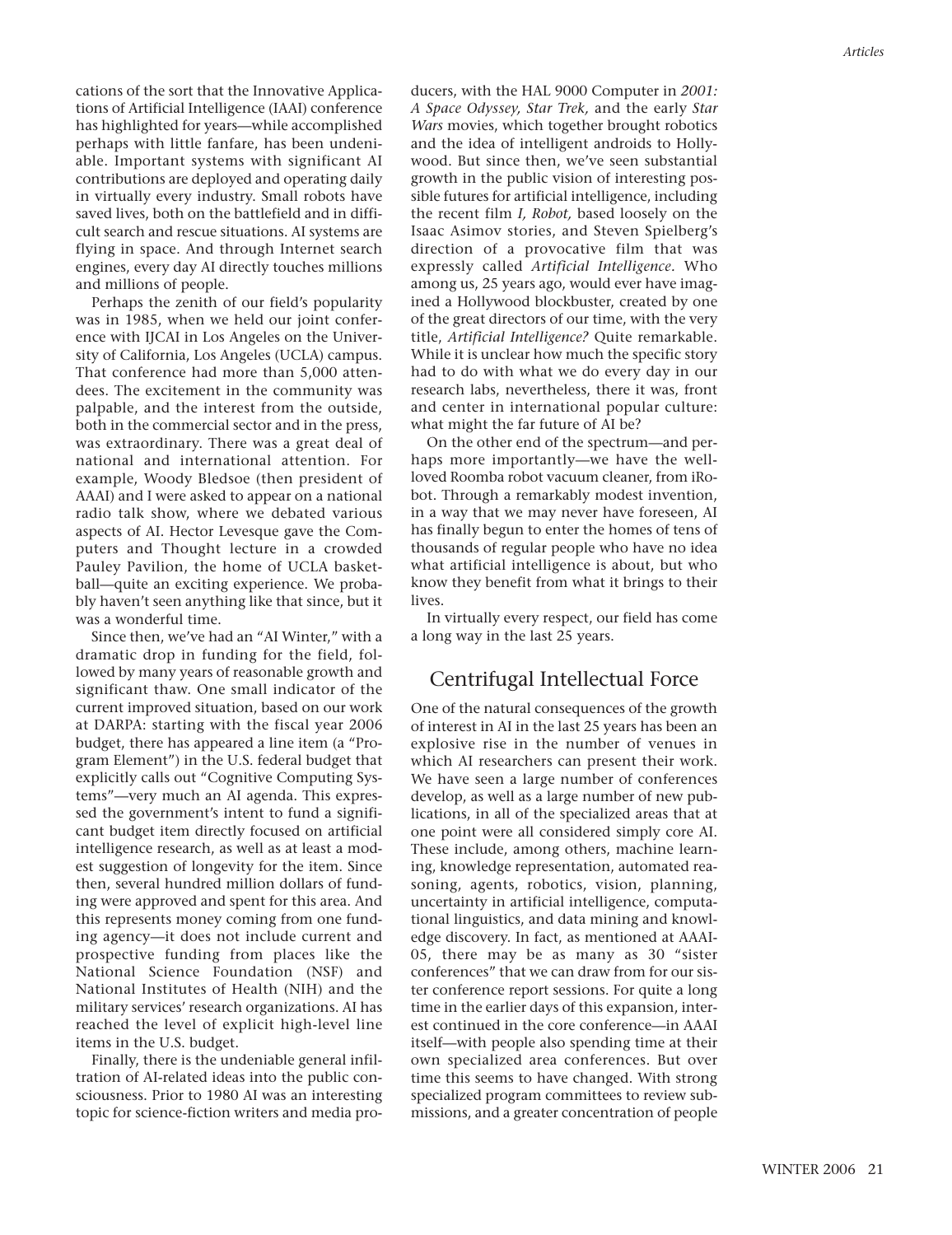cations of the sort that the Innovative Applications of Artificial Intelligence (IAAI) conference has highlighted for years—while accomplished perhaps with little fanfare, has been undeniable. Important systems with significant AI contributions are deployed and operating daily in virtually every industry. Small robots have saved lives, both on the battlefield and in difficult search and rescue situations. AI systems are flying in space. And through Internet search engines, every day AI directly touches millions and millions of people.

Perhaps the zenith of our field's popularity was in 1985, when we held our joint conference with IJCAI in Los Angeles on the University of California, Los Angeles (UCLA) campus. That conference had more than 5,000 attendees. The excitement in the community was palpable, and the interest from the outside, both in the commercial sector and in the press, was extraordinary. There was a great deal of national and international attention. For example, Woody Bledsoe (then president of AAAI) and I were asked to appear on a national radio talk show, where we debated various aspects of AI. Hector Levesque gave the Computers and Thought lecture in a crowded Pauley Pavilion, the home of UCLA basketball—quite an exciting experience. We probably haven't seen anything like that since, but it was a wonderful time.

Since then, we've had an "AI Winter," with a dramatic drop in funding for the field, followed by many years of reasonable growth and significant thaw. One small indicator of the current improved situation, based on our work at DARPA: starting with the fiscal year 2006 budget, there has appeared a line item (a "Program Element") in the U.S. federal budget that explicitly calls out "Cognitive Computing Systems"—very much an AI agenda. This expressed the government's intent to fund a significant budget item directly focused on artificial intelligence research, as well as at least a modest suggestion of longevity for the item. Since then, several hundred million dollars of funding were approved and spent for this area. And this represents money coming from one funding agency—it does not include current and prospective funding from places like the National Science Foundation (NSF) and National Institutes of Health (NIH) and the military services' research organizations. AI has reached the level of explicit high-level line items in the U.S. budget.

Finally, there is the undeniable general infiltration of AI-related ideas into the public consciousness. Prior to 1980 AI was an interesting topic for science-fiction writers and media producers, with the HAL 9000 Computer in *2001: A Space Odyssey, Star Trek,* and the early *Star Wars* movies, which together brought robotics and the idea of intelligent androids to Hollywood. But since then, we've seen substantial growth in the public vision of interesting possible futures for artificial intelligence, including the recent film *I, Robot,* based loosely on the Isaac Asimov stories, and Steven Spielberg's direction of a provocative film that was expressly called *Artificial Intelligence*. Who among us, 25 years ago, would ever have imagined a Hollywood blockbuster, created by one of the great directors of our time, with the very title, *Artificial Intelligence?* Quite remarkable. While it is unclear how much the specific story had to do with what we do every day in our research labs, nevertheless, there it was, front and center in international popular culture: what might the far future of AI be?

On the other end of the spectrum—and perhaps more importantly—we have the well-loved Roomba robot vacuum cleaner, from iRobot. Through a remarkably modest invention, in a way that we may never have foreseen, AI has finally begun to enter the homes of tens of thousands of regular people who have no idea what artificial intelligence is about, but who know they benefit from what it brings to their lives.

In virtually every respect, our field has come a long way in the last 25 years.

## Centrifugal Intellectual Force

One of the natural consequences of the growth of interest in AI in the last 25 years has been an explosive rise in the number of venues in which AI researchers can present their work. We have seen a large number of conferences develop, as well as a large number of new publications, in all of the specialized areas that at one point were all considered simply core AI. These include, among others, machine learning, knowledge representation, automated reasoning, agents, robotics, vision, planning, uncertainty in artificial intelligence, computational linguistics, and data mining and knowledge discovery. In fact, as mentioned at AAAI-05, there may be as many as 30 "sister conferences" that we can draw from for our sister conference report sessions. For quite a long time in the earlier days of this expansion, interest continued in the core conference—in AAAI itself—with people also spending time at their own specialized area conferences. But over time this seems to have changed. With strong specialized program committees to review submissions, and a greater concentration of people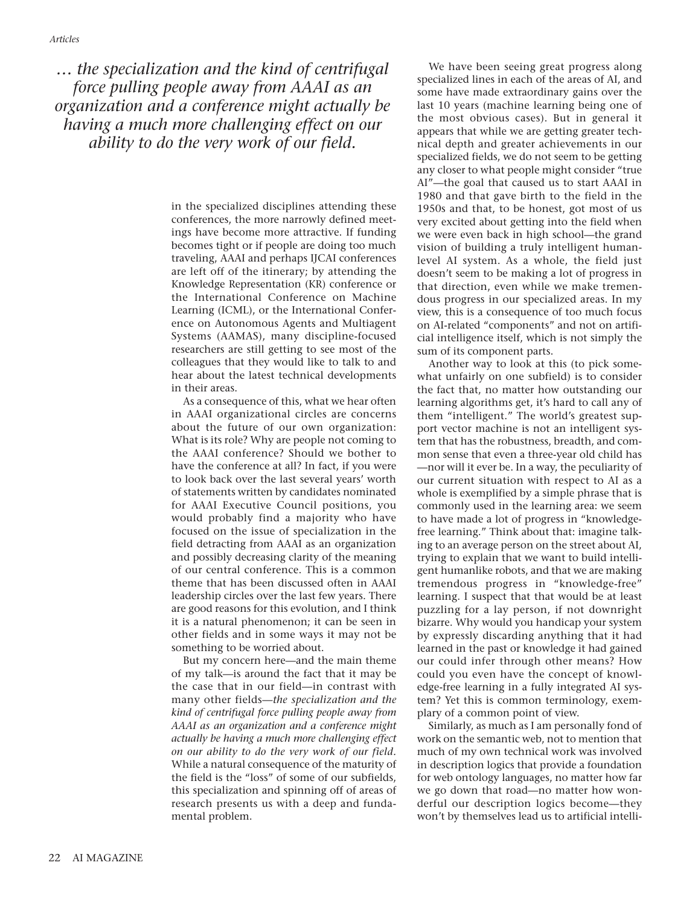*… the specialization and the kind of centrifugal force pulling people away from AAAI as an organization and a conference might actually be having a much more challenging effect on our ability to do the very work of our field.*

in the specialized disciplines attending these conferences, the more narrowly defined meetings have become more attractive. If funding becomes tight or if people are doing too much traveling, AAAI and perhaps IJCAI conferences are left off of the itinerary; by attending the Knowledge Representation (KR) conference or the International Conference on Machine Learning (ICML), or the International Conference on Autonomous Agents and Multiagent Systems (AAMAS), many discipline-focused researchers are still getting to see most of the colleagues that they would like to talk to and hear about the latest technical developments in their areas.

As a consequence of this, what we hear often in AAAI organizational circles are concerns about the future of our own organization: What is its role? Why are people not coming to the AAAI conference? Should we bother to have the conference at all? In fact, if you were to look back over the last several years' worth of statements written by candidates nominated for AAAI Executive Council positions, you would probably find a majority who have focused on the issue of specialization in the field detracting from AAAI as an organization and possibly decreasing clarity of the meaning of our central conference. This is a common theme that has been discussed often in AAAI leadership circles over the last few years. There are good reasons for this evolution, and I think it is a natural phenomenon; it can be seen in other fields and in some ways it may not be something to be worried about.

But my concern here—and the main theme of my talk—is around the fact that it may be the case that in our field—in contrast with many other fields—*the specialization and the kind of centrifugal force pulling people away from AAAI as an organization and a conference might actually be having a much more challenging effect on our ability to do the very work of our field.* While a natural consequence of the maturity of the field is the "loss" of some of our subfields, this specialization and spinning off of areas of research presents us with a deep and fundamental problem.

We have been seeing great progress along specialized lines in each of the areas of AI, and some have made extraordinary gains over the last 10 years (machine learning being one of the most obvious cases). But in general it appears that while we are getting greater technical depth and greater achievements in our specialized fields, we do not seem to be getting any closer to what people might consider "true AI"—the goal that caused us to start AAAI in 1980 and that gave birth to the field in the 1950s and that, to be honest, got most of us very excited about getting into the field when we were even back in high school—the grand vision of building a truly intelligent human-level AI system. As a whole, the field just doesn't seem to be making a lot of progress in that direction, even while we make tremendous progress in our specialized areas. In my view, this is a consequence of too much focus on AI-related "components" and not on artificial intelligence itself, which is not simply the sum of its component parts.

Another way to look at this (to pick somewhat unfairly on one subfield) is to consider the fact that, no matter how outstanding our learning algorithms get, it's hard to call any of them "intelligent." The world's greatest support vector machine is not an intelligent system that has the robustness, breadth, and common sense that even a three-year old child has—nor will it ever be. In a way, the peculiarity of our current situation with respect to AI as a whole is exemplified by a simple phrase that is commonly used in the learning area: we seem to have made a lot of progress in "knowledge-free learning." Think about that: imagine talking to an average person on the street about AI, trying to explain that we want to build intelligent humanlike robots, and that we are making tremendous progress in "knowledge-free" learning. I suspect that that would be at least puzzling for a lay person, if not downright bizarre. Why would you handicap your system by expressly discarding anything that it had learned in the past or knowledge it had gained our could infer through other means? How could you even have the concept of knowledge-free learning in a fully integrated AI system? Yet this is common terminology, exemplary of a common point of view.

Similarly, as much as I am personally fond of work on the semantic web, not to mention that much of my own technical work was involved in description logics that provide a foundation for web ontology languages, no matter how far we go down that road—no matter how wonderful our description logics become—they won't by themselves lead us to artificial intelli-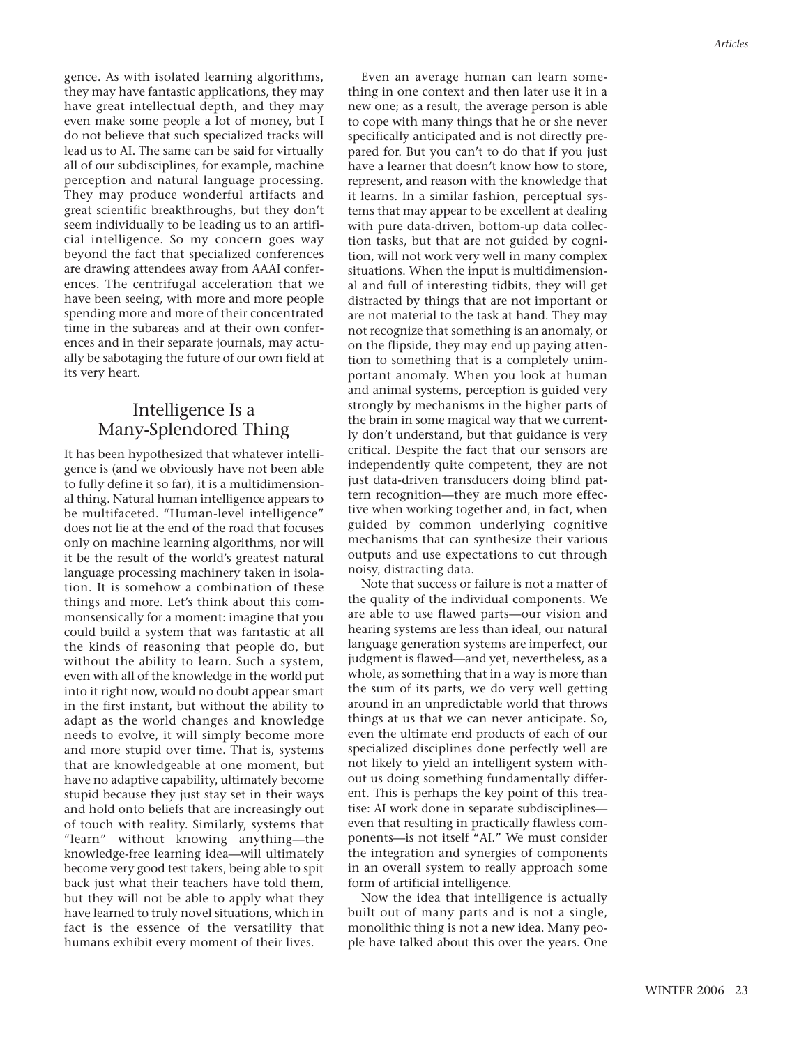gence. As with isolated learning algorithms, they may have fantastic applications, they may have great intellectual depth, and they may even make some people a lot of money, but I do not believe that such specialized tracks will lead us to AI. The same can be said for virtually all of our subdisciplines, for example, machine perception and natural language processing. They may produce wonderful artifacts and great scientific breakthroughs, but they don't seem individually to be leading us to an artificial intelligence. So my concern goes way beyond the fact that specialized conferences are drawing attendees away from AAAI conferences. The centrifugal acceleration that we have been seeing, with more and more people spending more and more of their concentrated time in the subareas and at their own conferences and in their separate journals, may actually be sabotaging the future of our own field at its very heart.

## Intelligence Is a Many-Splendored Thing

It has been hypothesized that whatever intelligence is (and we obviously have not been able to fully define it so far), it is a multidimensional thing. Natural human intelligence appears to be multifaceted. "Human-level intelligence" does not lie at the end of the road that focuses only on machine learning algorithms, nor will it be the result of the world's greatest natural language processing machinery taken in isolation. It is somehow a combination of these things and more. Let's think about this commonsensically for a moment: imagine that you could build a system that was fantastic at all the kinds of reasoning that people do, but without the ability to learn. Such a system, even with all of the knowledge in the world put into it right now, would no doubt appear smart in the first instant, but without the ability to adapt as the world changes and knowledge needs to evolve, it will simply become more and more stupid over time. That is, systems that are knowledgeable at one moment, but have no adaptive capability, ultimately become stupid because they just stay set in their ways and hold onto beliefs that are increasingly out of touch with reality. Similarly, systems that "learn" without knowing anything—the knowledge-free learning idea—will ultimately become very good test takers, being able to spit back just what their teachers have told them, but they will not be able to apply what they have learned to truly novel situations, which in fact is the essence of the versatility that humans exhibit every moment of their lives.

Even an average human can learn something in one context and then later use it in a new one; as a result, the average person is able to cope with many things that he or she never specifically anticipated and is not directly prepared for. But you can't to do that if you just have a learner that doesn't know how to store, represent, and reason with the knowledge that it learns. In a similar fashion, perceptual systems that may appear to be excellent at dealing with pure data-driven, bottom-up data collection tasks, but that are not guided by cognition, will not work very well in many complex situations. When the input is multidimensional and full of interesting tidbits, they will get distracted by things that are not important or are not material to the task at hand. They may not recognize that something is an anomaly, or on the flipside, they may end up paying attention to something that is a completely unimportant anomaly. When you look at human and animal systems, perception is guided very strongly by mechanisms in the higher parts of the brain in some magical way that we currently don't understand, but that guidance is very critical. Despite the fact that our sensors are independently quite competent, they are not just data-driven transducers doing blind pattern recognition—they are much more effective when working together and, in fact, when guided by common underlying cognitive mechanisms that can synthesize their various outputs and use expectations to cut through noisy, distracting data.

Note that success or failure is not a matter of the quality of the individual components. We are able to use flawed parts—our vision and hearing systems are less than ideal, our natural language generation systems are imperfect, our judgment is flawed—and yet, nevertheless, as a whole, as something that in a way is more than the sum of its parts, we do very well getting around in an unpredictable world that throws things at us that we can never anticipate. So, even the ultimate end products of each of our specialized disciplines done perfectly well are not likely to yield an intelligent system without us doing something fundamentally different. This is perhaps the key point of this treatise: AI work done in separate subdisciplines—even that resulting in practically flawless components—is not itself "AI." We must consider the integration and synergies of components in an overall system to really approach some form of artificial intelligence.

Now the idea that intelligence is actually built out of many parts and is not a single, monolithic thing is not a new idea. Many people have talked about this over the years. One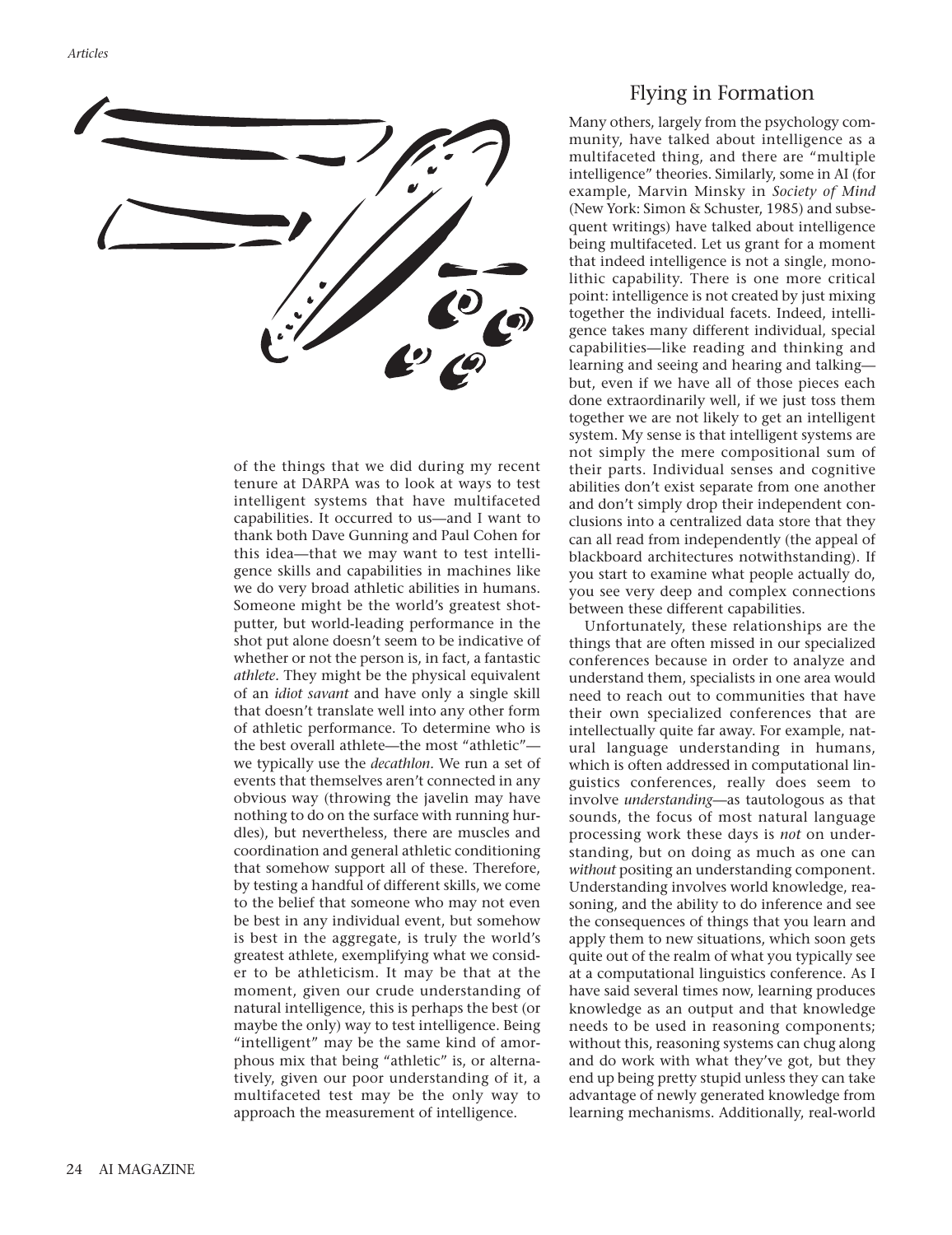of the things that we did during my recent tenure at DARPA was to look at ways to test intelligent systems that have multifaceted capabilities. It occurred to us—and I want to thank both Dave Gunning and Paul Cohen for this idea—that we may want to test intelligence skills and capabilities in machines like we do very broad athletic abilities in humans. Someone might be the world's greatest shot-putter, but world-leading performance in the shot put alone doesn't seem to be indicative of whether or not the person is, in fact, a fantastic *athlete*. They might be the physical equivalent of an *idiot savant* and have only a single skill that doesn't translate well into any other form of athletic performance. To determine who is the best overall athlete—the most "athletic"—we typically use the *decathlon*. We run a set of events that themselves aren't connected in any obvious way (throwing the javelin may have nothing to do on the surface with running hurdles), but nevertheless, there are muscles and coordination and general athletic conditioning that somehow support all of these. Therefore, by testing a handful of different skills, we come to the belief that someone who may not even be best in any individual event, but somehow is best in the aggregate, is truly the world's greatest athlete, exemplifying what we consider to be athleticism. It may be that at the moment, given our crude understanding of natural intelligence, this is perhaps the best (or maybe the only) way to test intelligence. Being "intelligent" may be the same kind of amorphous mix that being "athletic" is, or alternatively, given our poor understanding of it, a multifaceted test may be the only way to approach the measurement of intelligence.

## Flying in Formation

Many others, largely from the psychology community, have talked about intelligence as a multifaceted thing, and there are "multiple intelligence" theories. Similarly, some in AI (for example, Marvin Minsky in *Society of Mind* (New York: Simon & Schuster, 1985) and subsequent writings) have talked about intelligence being multifaceted. Let us grant for a moment that indeed intelligence is not a single, monolithic capability. There is one more critical point: intelligence is not created by just mixing together the individual facets. Indeed, intelligence takes many different individual, special capabilities—like reading and thinking and learning and seeing and hearing and talking—but, even if we have all of those pieces each done extraordinarily well, if we just toss them together we are not likely to get an intelligent system. My sense is that intelligent systems are not simply the mere compositional sum of their parts. Individual senses and cognitive abilities don't exist separate from one another and don't simply drop their independent conclusions into a centralized data store that they can all read from independently (the appeal of blackboard architectures notwithstanding). If you start to examine what people actually do, you see very deep and complex connections between these different capabilities.

Unfortunately, these relationships are the things that are often missed in our specialized conferences because in order to analyze and understand them, specialists in one area would need to reach out to communities that have their own specialized conferences that are intellectually quite far away. For example, natural language understanding in humans, which is often addressed in computational linguistics conferences, really does seem to involve *understanding*—as tautologous as that sounds, the focus of most natural language processing work these days is *not* on understanding, but on doing as much as one can *without* positing an understanding component. Understanding involves world knowledge, reasoning, and the ability to do inference and see the consequences of things that you learn and apply them to new situations, which soon gets quite out of the realm of what you typically see at a computational linguistics conference. As I have said several times now, learning produces knowledge as an output and that knowledge needs to be used in reasoning components; without this, reasoning systems can chug along and do work with what they've got, but they end up being pretty stupid unless they can take advantage of newly generated knowledge from learning mechanisms. Additionally, real-world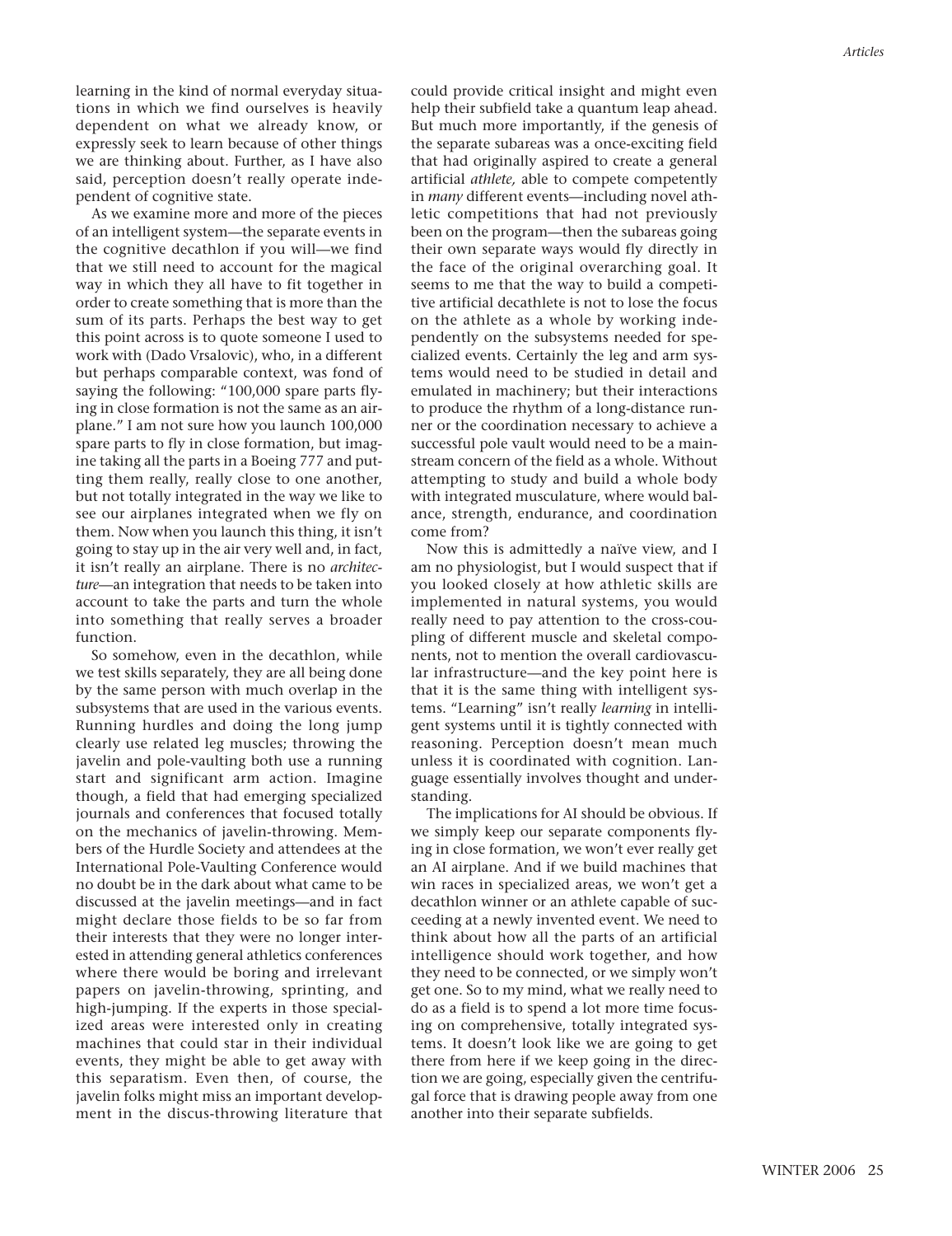learning in the kind of normal everyday situations in which we find ourselves is heavily dependent on what we already know, or expressly seek to learn because of other things we are thinking about. Further, as I have also said, perception doesn't really operate independent of cognitive state.

As we examine more and more of the pieces of an intelligent system—the separate events in the cognitive decathlon if you will—we find that we still need to account for the magical way in which they all have to fit together in order to create something that is more than the sum of its parts. Perhaps the best way to get this point across is to quote someone I used to work with (Dado Vrsalovic), who, in a different but perhaps comparable context, was fond of saying the following: "100,000 spare parts flying in close formation is not the same as an airplane." I am not sure how you launch 100,000 spare parts to fly in close formation, but imagine taking all the parts in a Boeing 777 and putting them really, really close to one another, but not totally integrated in the way we like to see our airplanes integrated when we fly on them. Now when you launch this thing, it isn't going to stay up in the air very well and, in fact, it isn't really an airplane. There is no *architecture*—an integration that needs to be taken into account to take the parts and turn the whole into something that really serves a broader function.

So somehow, even in the decathlon, while we test skills separately, they are all being done by the same person with much overlap in the subsystems that are used in the various events. Running hurdles and doing the long jump clearly use related leg muscles; throwing the javelin and pole-vaulting both use a running start and significant arm action. Imagine though, a field that had emerging specialized journals and conferences that focused totally on the mechanics of javelin-throwing. Members of the Hurdle Society and attendees at the International Pole-Vaulting Conference would no doubt be in the dark about what came to be discussed at the javelin meetings—and in fact might declare those fields to be so far from their interests that they were no longer interested in attending general athletics conferences where there would be boring and irrelevant papers on javelin-throwing, sprinting, and high-jumping. If the experts in those specialized areas were interested only in creating machines that could star in their individual events, they might be able to get away with this separatism. Even then, of course, the javelin folks might miss an important development in the discus-throwing literature that could provide critical insight and might even help their subfield take a quantum leap ahead. But much more importantly, if the genesis of the separate subareas was a once-exciting field that had originally aspired to create a general artificial *athlete,* able to compete competently in *many* different events—including novel athletic competitions that had not previously been on the program—then the subareas going their own separate ways would fly directly in the face of the original overarching goal. It seems to me that the way to build a competitive artificial decathlete is not to lose the focus on the athlete as a whole by working independently on the subsystems needed for specialized events. Certainly the leg and arm systems would need to be studied in detail and emulated in machinery; but their interactions to produce the rhythm of a long-distance runner or the coordination necessary to achieve a successful pole vault would need to be a mainstream concern of the field as a whole. Without attempting to study and build a whole body with integrated musculature, where would balance, strength, endurance, and coordination come from?

Now this is admittedly a naïve view, and I am no physiologist, but I would suspect that if you looked closely at how athletic skills are implemented in natural systems, you would really need to pay attention to the cross-coupling of different muscle and skeletal components, not to mention the overall cardiovascular infrastructure—and the key point here is that it is the same thing with intelligent systems. "Learning" isn't really *learning* in intelligent systems until it is tightly connected with reasoning. Perception doesn't mean much unless it is coordinated with cognition. Language essentially involves thought and understanding.

The implications for AI should be obvious. If we simply keep our separate components flying in close formation, we won't ever really get an AI airplane. And if we build machines that win races in specialized areas, we won't get a decathlon winner or an athlete capable of succeeding at a newly invented event. We need to think about how all the parts of an artificial intelligence should work together, and how they need to be connected, or we simply won't get one. So to my mind, what we really need to do as a field is to spend a lot more time focusing on comprehensive, totally integrated systems. It doesn't look like we are going to get there from here if we keep going in the direction we are going, especially given the centrifugal force that is drawing people away from one another into their separate subfields.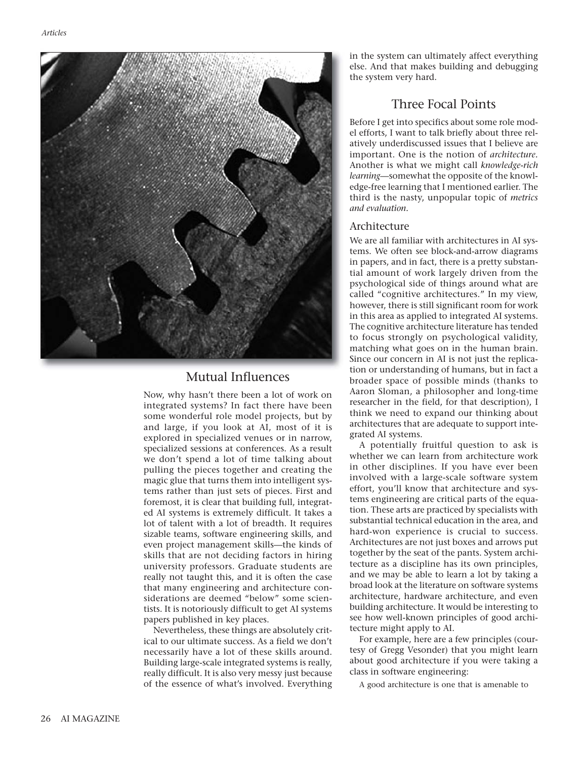## Mutual Influences

Now, why hasn't there been a lot of work on integrated systems? In fact there have been some wonderful role model projects, but by and large, if you look at AI, most of it is explored in specialized venues or in narrow, specialized sessions at conferences. As a result we don't spend a lot of time talking about pulling the pieces together and creating the magic glue that turns them into intelligent systems rather than just sets of pieces. First and foremost, it is clear that building full, integrated AI systems is extremely difficult. It takes a lot of talent with a lot of breadth. It requires sizable teams, software engineering skills, and even project management skills—the kinds of skills that are not deciding factors in hiring university professors. Graduate students are really not taught this, and it is often the case that many engineering and architecture considerations are deemed "below" some scientists. It is notoriously difficult to get AI systems papers published in key places.

Nevertheless, these things are absolutely critical to our ultimate success. As a field we don't necessarily have a lot of these skills around. Building large-scale integrated systems is really, really difficult. It is also very messy just because of the essence of what's involved. Everything in the system can ultimately affect everything else. And that makes building and debugging the system very hard.

## Three Focal Points

Before I get into specifics about some role model efforts, I want to talk briefly about three relatively underdiscussed issues that I believe are important. One is the notion of *architecture*. Another is what we might call *knowledge-rich learning*—somewhat the opposite of the knowledge-free learning that I mentioned earlier. The third is the nasty, unpopular topic of *metrics and evaluation*.

### Architecture

We are all familiar with architectures in AI systems. We often see block-and-arrow diagrams in papers, and in fact, there is a pretty substantial amount of work largely driven from the psychological side of things around what are called "cognitive architectures." In my view, however, there is still significant room for work in this area as applied to integrated AI systems. The cognitive architecture literature has tended to focus strongly on psychological validity, matching what goes on in the human brain. Since our concern in AI is not just the replication or understanding of humans, but in fact a broader space of possible minds (thanks to Aaron Sloman, a philosopher and long-time researcher in the field, for that description), I think we need to expand our thinking about architectures that are adequate to support integrated AI systems.

A potentially fruitful question to ask is whether we can learn from architecture work in other disciplines. If you have ever been involved with a large-scale software system effort, you'll know that architecture and systems engineering are critical parts of the equation. These arts are practiced by specialists with substantial technical education in the area, and hard-won experience is crucial to success. Architectures are not just boxes and arrows put together by the seat of the pants. System architecture as a discipline has its own principles, and we may be able to learn a lot by taking a broad look at the literature on software systems architecture, hardware architecture, and even building architecture. It would be interesting to see how well-known principles of good architecture might apply to AI.

For example, here are a few principles (courtesy of Gregg Vesonder) that you might learn about good architecture if you were taking a class in software engineering:

A good architecture is one that is amenable to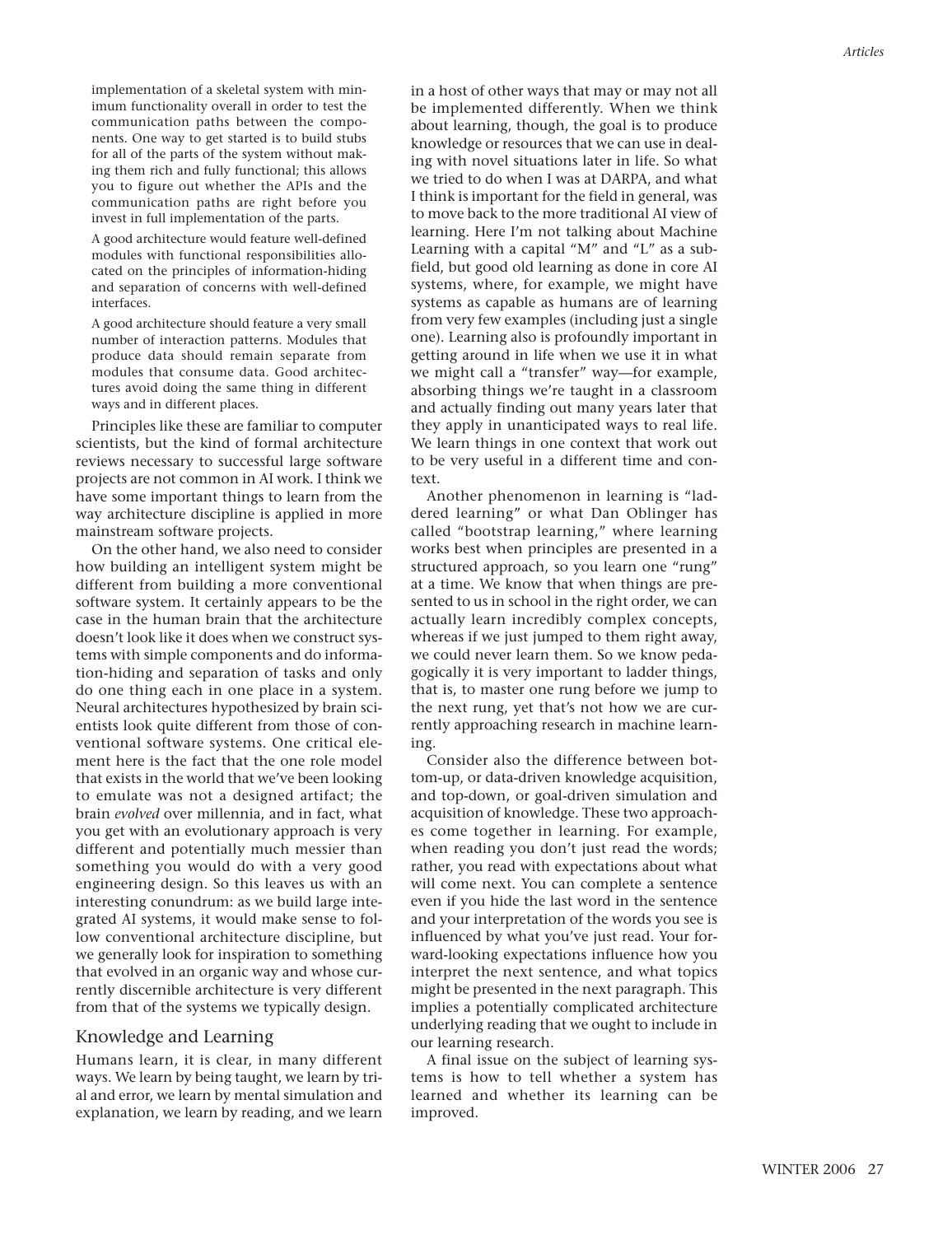implementation of a skeletal system with minimum functionality overall in order to test the communication paths between the components. One way to get started is to build stubs for all of the parts of the system without making them rich and fully functional; this allows you to figure out whether the APIs and the communication paths are right before you invest in full implementation of the parts.

> A good architecture would feature well-defined modules with functional responsibilities allocated on the principles of information-hiding and separation of concerns with well-defined interfaces.

> A good architecture should feature a very small number of interaction patterns. Modules that produce data should remain separate from modules that consume data. Good architectures avoid doing the same thing in different ways and in different places.

Principles like these are familiar to computer scientists, but the kind of formal architecture reviews necessary to successful large software projects are not common in AI work. I think we have some important things to learn from the way architecture discipline is applied in more mainstream software projects.

On the other hand, we also need to consider how building an intelligent system might be different from building a more conventional software system. It certainly appears to be the case in the human brain that the architecture doesn't look like it does when we construct systems with simple components and do information-hiding and separation of tasks and only do one thing each in one place in a system. Neural architectures hypothesized by brain scientists look quite different from those of conventional software systems. One critical element here is the fact that the one role model that exists in the world that we've been looking to emulate was not a designed artifact; the brain *evolved* over millennia, and in fact, what you get with an evolutionary approach is very different and potentially much messier than something you would do with a very good engineering design. So this leaves us with an interesting conundrum: as we build large integrated AI systems, it would make sense to follow conventional architecture discipline, but we generally look for inspiration to something that evolved in an organic way and whose currently discernible architecture is very different from that of the systems we typically design.

## Knowledge and Learning

Humans learn, it is clear, in many different ways. We learn by being taught, we learn by trial and error, we learn by mental simulation and explanation, we learn by reading, and we learn in a host of other ways that may or may not all be implemented differently. When we think about learning, though, the goal is to produce knowledge or resources that we can use in dealing with novel situations later in life. So what we tried to do when I was at DARPA, and what I think is important for the field in general, was to move back to the more traditional AI view of learning. Here I'm not talking about Machine Learning with a capital "M" and "L" as a subfield, but good old learning as done in core AI systems, where, for example, we might have systems as capable as humans are of learning from very few examples (including just a single one). Learning also is profoundly important in getting around in life when we use it in what we might call a "transfer" way—for example, absorbing things we're taught in a classroom and actually finding out many years later that they apply in unanticipated ways to real life. We learn things in one context that work out to be very useful in a different time and context.

Another phenomenon in learning is "laddered learning" or what Dan Oblinger has called "bootstrap learning," where learning works best when principles are presented in a structured approach, so you learn one "rung" at a time. We know that when things are presented to us in school in the right order, we can actually learn incredibly complex concepts, whereas if we just jumped to them right away, we could never learn them. So we know pedagogically it is very important to ladder things, that is, to master one rung before we jump to the next rung, yet that's not how we are currently approaching research in machine learning.

Consider also the difference between bottom-up, or data-driven knowledge acquisition, and top-down, or goal-driven simulation and acquisition of knowledge. These two approaches come together in learning. For example, when reading you don't just read the words; rather, you read with expectations about what will come next. You can complete a sentence even if you hide the last word in the sentence and your interpretation of the words you see is influenced by what you've just read. Your forward-looking expectations influence how you interpret the next sentence, and what topics might be presented in the next paragraph. This implies a potentially complicated architecture underlying reading that we ought to include in our learning research.

A final issue on the subject of learning systems is how to tell whether a system has learned and whether its learning can be improved.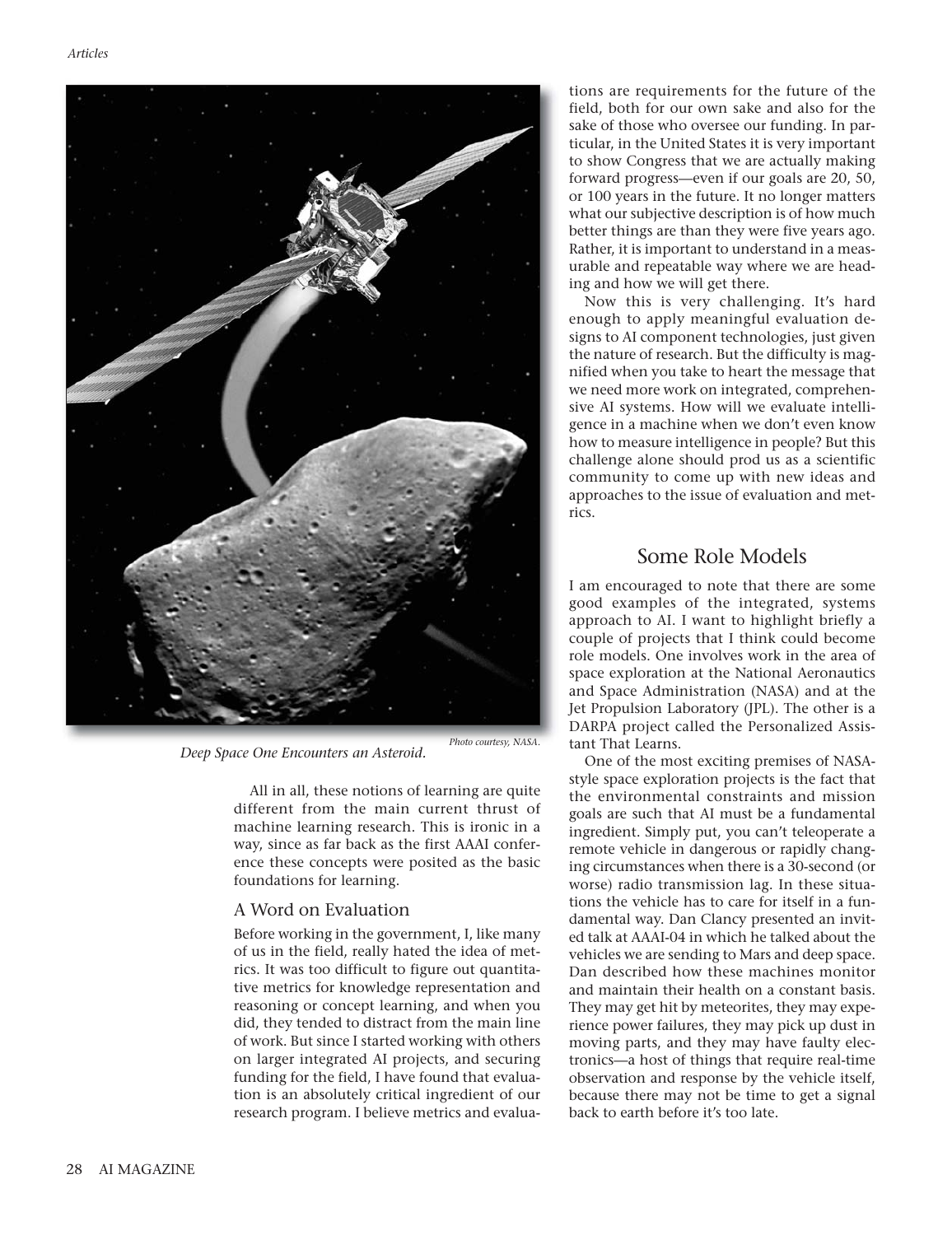*Deep Space One Encounters an Asteroid.*

*Photo courtesy, NASA.*

All in all, these notions of learning are quite different from the main current thrust of machine learning research. This is ironic in a way, since as far back as the first AAAI conference these concepts were posited as the basic foundations for learning.

### A Word on Evaluation

Before working in the government, I, like many of us in the field, really hated the idea of metrics. It was too difficult to figure out quantitative metrics for knowledge representation and reasoning or concept learning, and when you did, they tended to distract from the main line of work. But since I started working with others on larger integrated AI projects, and securing funding for the field, I have found that evaluation is an absolutely critical ingredient of our research program. I believe metrics and evaluations are requirements for the future of the field, both for our own sake and also for the sake of those who oversee our funding. In particular, in the United States it is very important to show Congress that we are actually making forward progress—even if our goals are 20, 50, or 100 years in the future. It no longer matters what our subjective description is of how much better things are than they were five years ago. Rather, it is important to understand in a measurable and repeatable way where we are heading and how we will get there.

Now this is very challenging. It's hard enough to apply meaningful evaluation designs to AI component technologies, just given the nature of research. But the difficulty is magnified when you take to heart the message that we need more work on integrated, comprehensive AI systems. How will we evaluate intelligence in a machine when we don't even know how to measure intelligence in people? But this challenge alone should prod us as a scientific community to come up with new ideas and approaches to the issue of evaluation and metrics.

## Some Role Models

I am encouraged to note that there are some good examples of the integrated, systems approach to AI. I want to highlight briefly a couple of projects that I think could become role models. One involves work in the area of space exploration at the National Aeronautics and Space Administration (NASA) and at the Jet Propulsion Laboratory (JPL). The other is a DARPA project called the Personalized Assistant That Learns.

One of the most exciting premises of NASA-style space exploration projects is the fact that the environmental constraints and mission goals are such that AI must be a fundamental ingredient. Simply put, you can't teleoperate a remote vehicle in dangerous or rapidly changing circumstances when there is a 30-second (or worse) radio transmission lag. In these situations the vehicle has to care for itself in a fundamental way. Dan Clancy presented an invited talk at AAAI-04 in which he talked about the vehicles we are sending to Mars and deep space. Dan described how these machines monitor and maintain their health on a constant basis. They may get hit by meteorites, they may experience power failures, they may pick up dust in moving parts, and they may have faulty electronics—a host of things that require real-time observation and response by the vehicle itself, because there may not be time to get a signal back to earth before it's too late.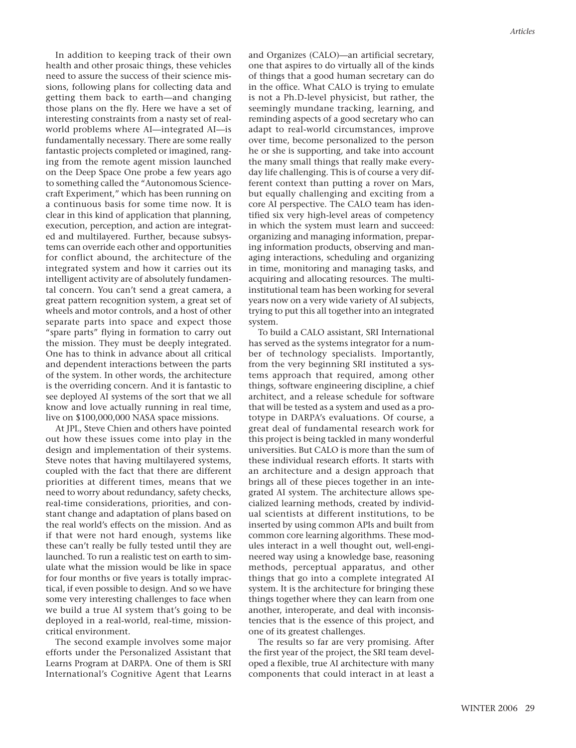In addition to keeping track of their own health and other prosaic things, these vehicles need to assure the success of their science missions, following plans for collecting data and getting them back to earth—and changing those plans on the fly. Here we have a set of interesting constraints from a nasty set of real-world problems where AI—integrated AI—is fundamentally necessary. There are some really fantastic projects completed or imagined, ranging from the remote agent mission launched on the Deep Space One probe a few years ago to something called the "Autonomous Sciencecraft Experiment," which has been running on a continuous basis for some time now. It is clear in this kind of application that planning, execution, perception, and action are integrated and multilayered. Further, because subsystems can override each other and opportunities for conflict abound, the architecture of the integrated system and how it carries out its intelligent activity are of absolutely fundamental concern. You can't send a great camera, a great pattern recognition system, a great set of wheels and motor controls, and a host of other separate parts into space and expect those "spare parts" flying in formation to carry out the mission. They must be deeply integrated. One has to think in advance about all critical and dependent interactions between the parts of the system. In other words, the architecture is the overriding concern. And it is fantastic to see deployed AI systems of the sort that we all know and love actually running in real time, live on $100,000,000 NASA space missions.

At JPL, Steve Chien and others have pointed out how these issues come into play in the design and implementation of their systems. Steve notes that having multilayered systems, coupled with the fact that there are different priorities at different times, means that we need to worry about redundancy, safety checks, real-time considerations, priorities, and constant change and adaptation of plans based on the real world's effects on the mission. And as if that were not hard enough, systems like these can't really be fully tested until they are launched. To run a realistic test on earth to simulate what the mission would be like in space for four months or five years is totally impractical, if even possible to design. And so we have some very interesting challenges to face when we build a true AI system that's going to be deployed in a real-world, real-time, mission-critical environment.

The second example involves some major efforts under the Personalized Assistant that Learns Program at DARPA. One of them is SRI International's Cognitive Agent that Learns and Organizes (CALO)—an artificial secretary, one that aspires to do virtually all of the kinds of things that a good human secretary can do in the office. What CALO is trying to emulate is not a Ph.D-level physicist, but rather, the seemingly mundane tracking, learning, and reminding aspects of a good secretary who can adapt to real-world circumstances, improve over time, become personalized to the person he or she is supporting, and take into account the many small things that really make everyday life challenging. This is of course a very different context than putting a rover on Mars, but equally challenging and exciting from a core AI perspective. The CALO team has identified six very high-level areas of competency in which the system must learn and succeed: organizing and managing information, preparing information products, observing and managing interactions, scheduling and organizing in time, monitoring and managing tasks, and acquiring and allocating resources. The multi-institutional team has been working for several years now on a very wide variety of AI subjects, trying to put this all together into an integrated system.

To build a CALO assistant, SRI International has served as the systems integrator for a number of technology specialists. Importantly, from the very beginning SRI instituted a systems approach that required, among other things, software engineering discipline, a chief architect, and a release schedule for software that will be tested as a system and used as a prototype in DARPA's evaluations. Of course, a great deal of fundamental research work for this project is being tackled in many wonderful universities. But CALO is more than the sum of these individual research efforts. It starts with an architecture and a design approach that brings all of these pieces together in an integrated AI system. The architecture allows specialized learning methods, created by individual scientists at different institutions, to be inserted by using common APIs and built from common core learning algorithms. These modules interact in a well thought out, well-engineered way using a knowledge base, reasoning methods, perceptual apparatus, and other things that go into a complete integrated AI system. It is the architecture for bringing these things together where they can learn from one another, interoperate, and deal with inconsistencies that is the essence of this project, and one of its greatest challenges.

The results so far are very promising. After the first year of the project, the SRI team developed a flexible, true AI architecture with many components that could interact in at least a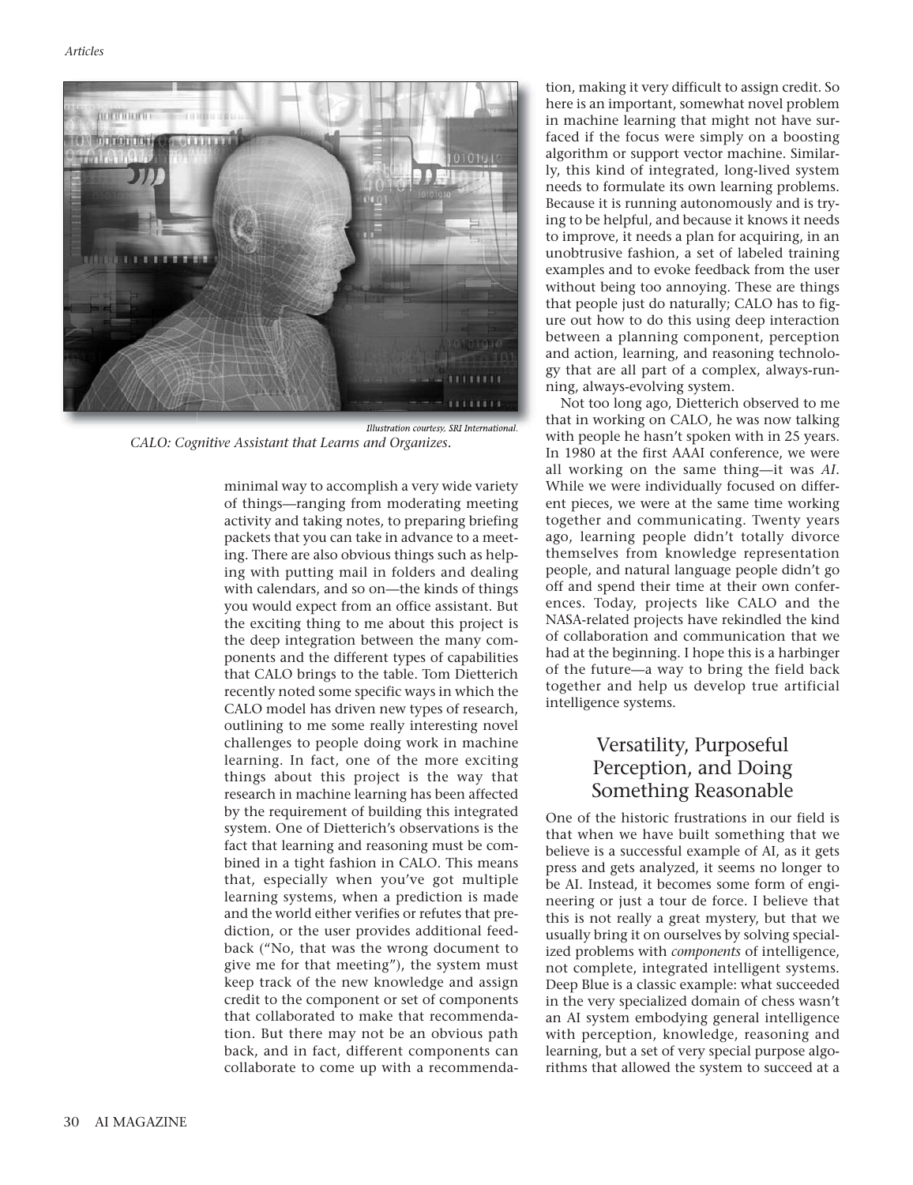*Illustration courtesy, SRI International.*

*CALO: Cognitive Assistant that Learns and Organizes.*

minimal way to accomplish a very wide variety of things—ranging from moderating meeting activity and taking notes, to preparing briefing packets that you can take in advance to a meeting. There are also obvious things such as helping with putting mail in folders and dealing with calendars, and so on—the kinds of things you would expect from an office assistant. But the exciting thing to me about this project is the deep integration between the many components and the different types of capabilities that CALO brings to the table. Tom Dietterich recently noted some specific ways in which the CALO model has driven new types of research, outlining to me some really interesting novel challenges to people doing work in machine learning. In fact, one of the more exciting things about this project is the way that research in machine learning has been affected by the requirement of building this integrated system. One of Dietterich's observations is the fact that learning and reasoning must be combined in a tight fashion in CALO. This means that, especially when you've got multiple learning systems, when a prediction is made and the world either verifies or refutes that prediction, or the user provides additional feedback ("No, that was the wrong document to give me for that meeting"), the system must keep track of the new knowledge and assign credit to the component or set of components that collaborated to make that recommendation. But there may not be an obvious path back, and in fact, different components can collaborate to come up with a recommendation, making it very difficult to assign credit. So here is an important, somewhat novel problem in machine learning that might not have surfaced if the focus were simply on a boosting algorithm or support vector machine. Similarly, this kind of integrated, long-lived system needs to formulate its own learning problems. Because it is running autonomously and is trying to be helpful, and because it knows it needs to improve, it needs a plan for acquiring, in an unobtrusive fashion, a set of labeled training examples and to evoke feedback from the user without being too annoying. These are things that people just do naturally; CALO has to figure out how to do this using deep interaction between a planning component, perception and action, learning, and reasoning technology that are all part of a complex, always-running, always-evolving system.

Not too long ago, Dietterich observed to me that in working on CALO, he was now talking with people he hasn't spoken with in 25 years. In 1980 at the first AAAI conference, we were all working on the same thing—it was *AI*. While we were individually focused on different pieces, we were at the same time working together and communicating. Twenty years ago, learning people didn't totally divorce themselves from knowledge representation people, and natural language people didn't go off and spend their time at their own conferences. Today, projects like CALO and the NASA-related projects have rekindled the kind of collaboration and communication that we had at the beginning. I hope this is a harbinger of the future—a way to bring the field back together and help us develop true artificial intelligence systems.

## Versatility, Purposeful Perception, and Doing Something Reasonable

One of the historic frustrations in our field is that when we have built something that we believe is a successful example of AI, as it gets press and gets analyzed, it seems no longer to be AI. Instead, it becomes some form of engineering or just a tour de force. I believe that this is not really a great mystery, but that we usually bring it on ourselves by solving specialized problems with *components* of intelligence, not complete, integrated intelligent systems. Deep Blue is a classic example: what succeeded in the very specialized domain of chess wasn't an AI system embodying general intelligence with perception, knowledge, reasoning and learning, but a set of very special purpose algorithms that allowed the system to succeed at a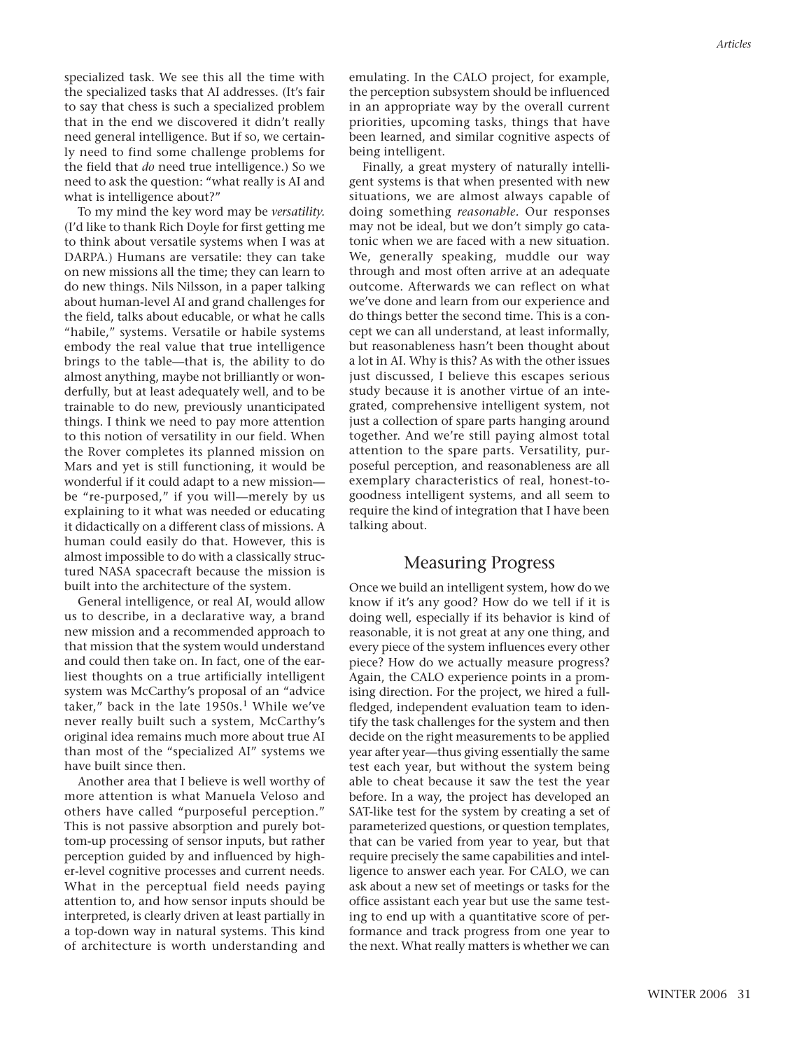specialized task. We see this all the time with the specialized tasks that AI addresses. (It's fair to say that chess is such a specialized problem that in the end we discovered it didn't really need general intelligence. But if so, we certainly need to find some challenge problems for the field that *do* need true intelligence.) So we need to ask the question: "what really is AI and what is intelligence about?"

To my mind the key word may be *versatility.* (I'd like to thank Rich Doyle for first getting me to think about versatile systems when I was at DARPA.) Humans are versatile: they can take on new missions all the time; they can learn to do new things. Nils Nilsson, in a paper talking about human-level AI and grand challenges for the field, talks about educable, or what he calls "habile," systems. Versatile or habile systems embody the real value that true intelligence brings to the table—that is, the ability to do almost anything, maybe not brilliantly or wonderfully, but at least adequately well, and to be trainable to do new, previously unanticipated things. I think we need to pay more attention to this notion of versatility in our field. When the Rover completes its planned mission on Mars and yet is still functioning, it would be wonderful if it could adapt to a new mission—be "re-purposed," if you will—merely by us explaining to it what was needed or educating it didactically on a different class of missions. A human could easily do that. However, this is almost impossible to do with a classically structured NASA spacecraft because the mission is built into the architecture of the system.

General intelligence, or real AI, would allow us to describe, in a declarative way, a brand new mission and a recommended approach to that mission that the system would understand and could then take on. In fact, one of the earliest thoughts on a true artificially intelligent system was McCarthy's proposal of an "advice taker," back in the late 1950s.[1] While we've never really built such a system, McCarthy's original idea remains much more about true AI than most of the "specialized AI" systems we have built since then.

Another area that I believe is well worthy of more attention is what Manuela Veloso and others have called "purposeful perception." This is not passive absorption and purely bottom-up processing of sensor inputs, but rather perception guided by and influenced by higher-level cognitive processes and current needs. What in the perceptual field needs paying attention to, and how sensor inputs should be interpreted, is clearly driven at least partially in a top-down way in natural systems. This kind of architecture is worth understanding and emulating. In the CALO project, for example, the perception subsystem should be influenced in an appropriate way by the overall current priorities, upcoming tasks, things that have been learned, and similar cognitive aspects of being intelligent.

Finally, a great mystery of naturally intelligent systems is that when presented with new situations, we are almost always capable of doing something *reasonable*. Our responses may not be ideal, but we don't simply go catatonic when we are faced with a new situation. We, generally speaking, muddle our way through and most often arrive at an adequate outcome. Afterwards we can reflect on what we've done and learn from our experience and do things better the second time. This is a concept we can all understand, at least informally, but reasonableness hasn't been thought about a lot in AI. Why is this? As with the other issues just discussed, I believe this escapes serious study because it is another virtue of an integrated, comprehensive intelligent system, not just a collection of spare parts hanging around together. And we're still paying almost total attention to the spare parts. Versatility, purposeful perception, and reasonableness are all exemplary characteristics of real, honest-to-goodness intelligent systems, and all seem to require the kind of integration that I have been talking about.

## Measuring Progress

Once we build an intelligent system, how do we know if it's any good? How do we tell if it is doing well, especially if its behavior is kind of reasonable, it is not great at any one thing, and every piece of the system influences every other piece? How do we actually measure progress? Again, the CALO experience points in a promising direction. For the project, we hired a full-fledged, independent evaluation team to identify the task challenges for the system and then decide on the right measurements to be applied year after year—thus giving essentially the same test each year, but without the system being able to cheat because it saw the test the year before. In a way, the project has developed an SAT-like test for the system by creating a set of parameterized questions, or question templates, that can be varied from year to year, but that require precisely the same capabilities and intelligence to answer each year. For CALO, we can ask about a new set of meetings or tasks for the office assistant each year but use the same testing to end up with a quantitative score of performance and track progress from one year to the next. What really matters is whether we can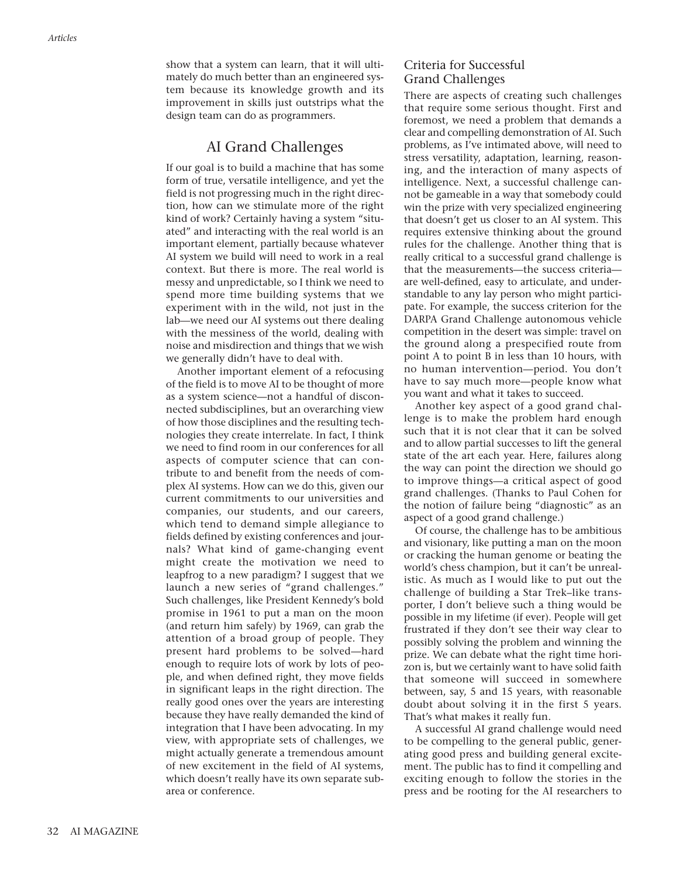show that a system can learn, that it will ultimately do much better than an engineered system because its knowledge growth and its improvement in skills just outstrips what the design team can do as programmers.

## AI Grand Challenges

If our goal is to build a machine that has some form of true, versatile intelligence, and yet the field is not progressing much in the right direction, how can we stimulate more of the right kind of work? Certainly having a system "situated" and interacting with the real world is an important element, partially because whatever AI system we build will need to work in a real context. But there is more. The real world is messy and unpredictable, so I think we need to spend more time building systems that we experiment with in the wild, not just in the lab—we need our AI systems out there dealing with the messiness of the world, dealing with noise and misdirection and things that we wish we generally didn't have to deal with.

Another important element of a refocusing of the field is to move AI to be thought of more as a system science—not a handful of disconnected subdisciplines, but an overarching view of how those disciplines and the resulting technologies they create interrelate. In fact, I think we need to find room in our conferences for all aspects of computer science that can contribute to and benefit from the needs of complex AI systems. How can we do this, given our current commitments to our universities and companies, our students, and our careers, which tend to demand simple allegiance to fields defined by existing conferences and journals? What kind of game-changing event might create the motivation we need to leapfrog to a new paradigm? I suggest that we launch a new series of "grand challenges." Such challenges, like President Kennedy's bold promise in 1961 to put a man on the moon (and return him safely) by 1969, can grab the attention of a broad group of people. They present hard problems to be solved—hard enough to require lots of work by lots of people, and when defined right, they move fields in significant leaps in the right direction. The really good ones over the years are interesting because they have really demanded the kind of integration that I have been advocating. In my view, with appropriate sets of challenges, we might actually generate a tremendous amount of new excitement in the field of AI systems, which doesn't really have its own separate subarea or conference.

### Criteria for Successful Grand Challenges

There are aspects of creating such challenges that require some serious thought. First and foremost, we need a problem that demands a clear and compelling demonstration of AI. Such problems, as I've intimated above, will need to stress versatility, adaptation, learning, reasoning, and the interaction of many aspects of intelligence. Next, a successful challenge cannot be gameable in a way that somebody could win the prize with very specialized engineering that doesn't get us closer to an AI system. This requires extensive thinking about the ground rules for the challenge. Another thing that is really critical to a successful grand challenge is that the measurements—the success criteria—are well-defined, easy to articulate, and understandable to any lay person who might participate. For example, the success criterion for the DARPA Grand Challenge autonomous vehicle competition in the desert was simple: travel on the ground along a prespecified route from point A to point B in less than 10 hours, with no human intervention—period. You don't have to say much more—people know what you want and what it takes to succeed.

Another key aspect of a good grand challenge is to make the problem hard enough such that it is not clear that it can be solved and to allow partial successes to lift the general state of the art each year. Here, failures along the way can point the direction we should go to improve things—a critical aspect of good grand challenges. (Thanks to Paul Cohen for the notion of failure being "diagnostic" as an aspect of a good grand challenge.)

Of course, the challenge has to be ambitious and visionary, like putting a man on the moon or cracking the human genome or beating the world's chess champion, but it can't be unrealistic. As much as I would like to put out the challenge of building a Star Trek–like transporter, I don't believe such a thing would be possible in my lifetime (if ever). People will get frustrated if they don't see their way clear to possibly solving the problem and winning the prize. We can debate what the right time horizon is, but we certainly want to have solid faith that someone will succeed in somewhere between, say, 5 and 15 years, with reasonable doubt about solving it in the first 5 years. That's what makes it really fun.

A successful AI grand challenge would need to be compelling to the general public, generating good press and building general excitement. The public has to find it compelling and exciting enough to follow the stories in the press and be rooting for the AI researchers to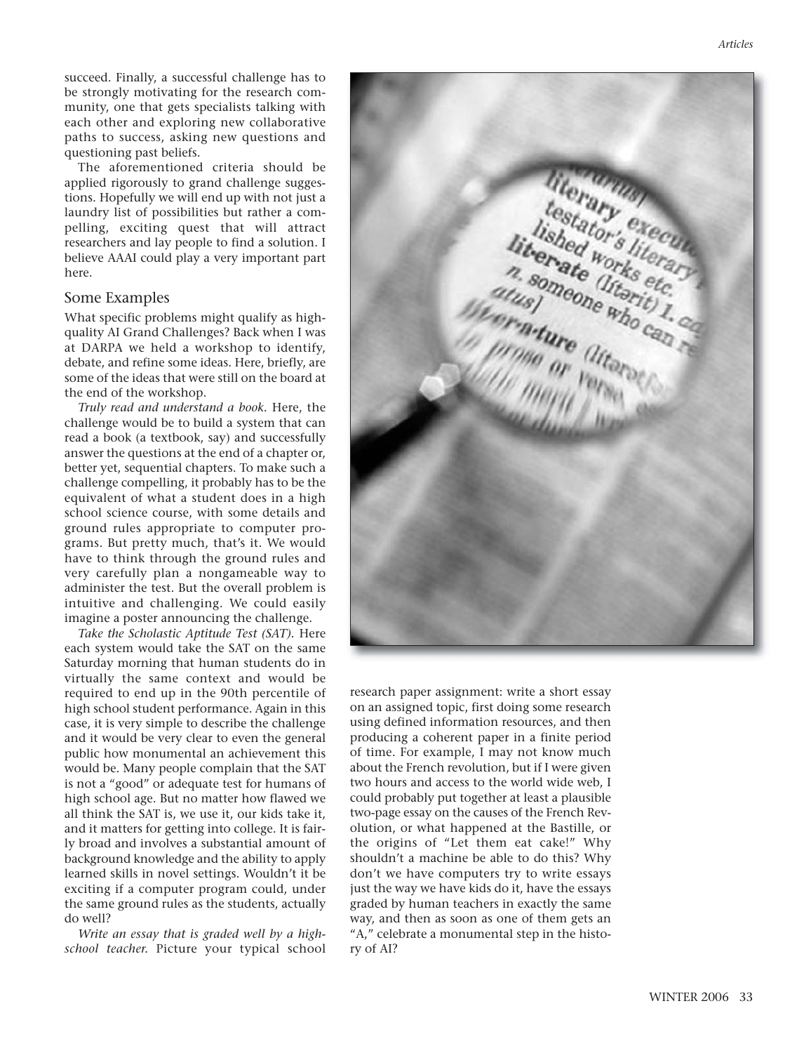succeed. Finally, a successful challenge has to be strongly motivating for the research community, one that gets specialists talking with each other and exploring new collaborative paths to success, asking new questions and questioning past beliefs.

The aforementioned criteria should be applied rigorously to grand challenge suggestions. Hopefully we will end up with not just a laundry list of possibilities but rather a compelling, exciting quest that will attract researchers and lay people to find a solution. I believe AAAI could play a very important part here.

## Some Examples

What specific problems might qualify as high-quality AI Grand Challenges? Back when I was at DARPA we held a workshop to identify, debate, and refine some ideas. Here, briefly, are some of the ideas that were still on the board at the end of the workshop.

*Truly read and understand a book.* Here, the challenge would be to build a system that can read a book (a textbook, say) and successfully answer the questions at the end of a chapter or, better yet, sequential chapters. To make such a challenge compelling, it probably has to be the equivalent of what a student does in a high school science course, with some details and ground rules appropriate to computer programs. But pretty much, that's it. We would have to think through the ground rules and very carefully plan a nongameable way to administer the test. But the overall problem is intuitive and challenging. We could easily imagine a poster announcing the challenge.

*Take the Scholastic Aptitude Test (SAT).* Here each system would take the SAT on the same Saturday morning that human students do in virtually the same context and would be required to end up in the 90th percentile of high school student performance. Again in this case, it is very simple to describe the challenge and it would be very clear to even the general public how monumental an achievement this would be. Many people complain that the SAT is not a "good" or adequate test for humans of high school age. But no matter how flawed we all think the SAT is, we use it, our kids take it, and it matters for getting into college. It is fairly broad and involves a substantial amount of background knowledge and the ability to apply learned skills in novel settings. Wouldn't it be exciting if a computer program could, under the same ground rules as the students, actually do well?

*Write an essay that is graded well by a high-school teacher.* Picture your typical school research paper assignment: write a short essay on an assigned topic, first doing some research using defined information resources, and then producing a coherent paper in a finite period of time. For example, I may not know much about the French revolution, but if I were given two hours and access to the world wide web, I could probably put together at least a plausible two-page essay on the causes of the French Revolution, or what happened at the Bastille, or the origins of "Let them eat cake!" Why shouldn't a machine be able to do this? Why don't we have computers try to write essays just the way we have kids do it, have the essays graded by human teachers in exactly the same way, and then as soon as one of them gets an "A," celebrate a monumental step in the history of AI?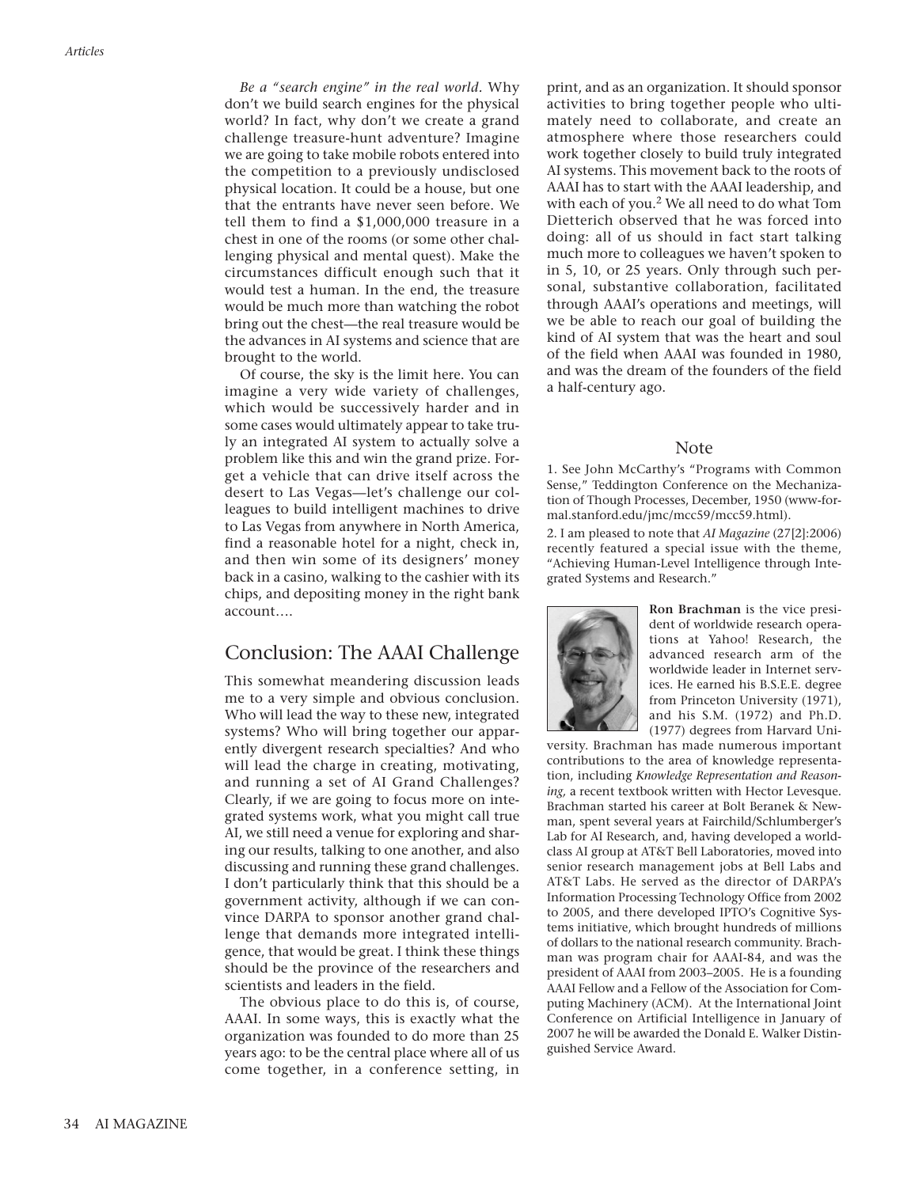*Be a "search engine" in the real world*. Why don't we build search engines for the physical world? In fact, why don't we create a grand challenge treasure-hunt adventure? Imagine we are going to take mobile robots entered into the competition to a previously undisclosed physical location. It could be a house, but one that the entrants have never seen before. We tell them to find a $1,000,000 treasure in a chest in one of the rooms (or some other challenging physical and mental quest). Make the circumstances difficult enough such that it would test a human. In the end, the treasure would be much more than watching the robot bring out the chest—the real treasure would be the advances in AI systems and science that are brought to the world.

Of course, the sky is the limit here. You can imagine a very wide variety of challenges, which would be successively harder and in some cases would ultimately appear to take truly an integrated AI system to actually solve a problem like this and win the grand prize. Forget a vehicle that can drive itself across the desert to Las Vegas—let's challenge our colleagues to build intelligent machines to drive to Las Vegas from anywhere in North America, find a reasonable hotel for a night, check in, and then win some of its designers' money back in a casino, walking to the cashier with its chips, and depositing money in the right bank account….

## Conclusion: The AAAI Challenge

This somewhat meandering discussion leads me to a very simple and obvious conclusion. Who will lead the way to these new, integrated systems? Who will bring together our apparently divergent research specialties? And who will lead the charge in creating, motivating, and running a set of AI Grand Challenges? Clearly, if we are going to focus more on integrated systems work, what you might call true AI, we still need a venue for exploring and sharing our results, talking to one another, and also discussing and running these grand challenges. I don't particularly think that this should be a government activity, although if we can convince DARPA to sponsor another grand challenge that demands more integrated intelligence, that would be great. I think these things should be the province of the researchers and scientists and leaders in the field.

The obvious place to do this is, of course, AAAI. In some ways, this is exactly what the organization was founded to do more than 25 years ago: to be the central place where all of us come together, in a conference setting, in print, and as an organization. It should sponsor activities to bring together people who ultimately need to collaborate, and create an atmosphere where those researchers could work together closely to build truly integrated AI systems. This movement back to the roots of AAAI has to start with the AAAI leadership, and with each of you.[2] We all need to do what Tom Dietterich observed that he was forced into doing: all of us should in fact start talking much more to colleagues we haven't spoken to in 5, 10, or 25 years. Only through such personal, substantive collaboration, facilitated through AAAI's operations and meetings, will we be able to reach our goal of building the kind of AI system that was the heart and soul of the field when AAAI was founded in 1980, and was the dream of the founders of the field a half-century ago.

### Note

1. See John McCarthy's "Programs with Common Sense," Teddington Conference on the Mechanization of Though Processes, December, 1950 (www-formal.stanford.edu/jmc/mcc59/mcc59.html).

2. I am pleased to note that *AI Magazine* (27[2]:2006) recently featured a special issue with the theme, "Achieving Human-Level Intelligence through Integrated Systems and Research."

**Ron Brachman** is the vice president of worldwide research operations at Yahoo! Research, the advanced research arm of the worldwide leader in Internet services. He earned his B.S.E.E. degree from Princeton University (1971), and his S.M. (1972) and Ph.D. (1977) degrees from Harvard University. Brachman has made numerous important contributions to the area of knowledge representation, including *Knowledge Representation and Reasoning*, a recent textbook written with Hector Levesque. Brachman started his career at Bolt Beranek & Newman, spent several years at Fairchild/Schlumberger's Lab for AI Research, and, having developed a world-class AI group at AT&T Bell Laboratories, moved into senior research management jobs at Bell Labs and AT&T Labs. He served as the director of DARPA's Information Processing Technology Office from 2002 to 2005, and there developed IPTO's Cognitive Systems initiative, which brought hundreds of millions of dollars to the national research community. Brachman was program chair for AAAI-84, and was the president of AAAI from 2003–2005. He is a founding AAAI Fellow and a Fellow of the Association for Computing Machinery (ACM). At the International Joint Conference on Artificial Intelligence in January of 2007 he will be awarded the Donald E. Walker Distinguished Service Award.